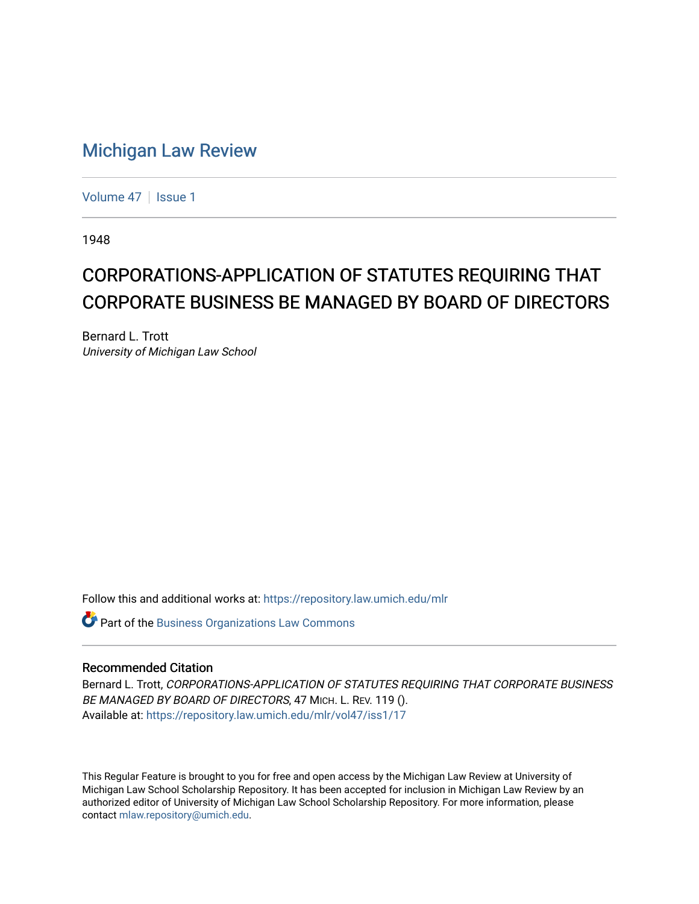# Michigan Law Review

Volume 47 | Issue 1

1948

## CORPORATIONS-APPLICATION OF STATUTES REQUIRING THAT CORPORATE BUSINESS BE MANAGED BY BOARD OF DIRECTORS

Bernard L. Trott
*University of Michigan Law School*

Follow this and additional works at: https://repository.law.umich.edu/mlr

Part of the Business Organizations Law Commons

### Recommended Citation

Bernard L. Trott, *CORPORATIONS-APPLICATION OF STATUTES REQUIRING THAT CORPORATE BUSINESS BE MANAGED BY BOARD OF DIRECTORS*, 47 MICH. L. REV. 119 ().
Available at: https://repository.law.umich.edu/mlr/vol47/iss1/17

This Regular Feature is brought to you for free and open access by the Michigan Law Review at University of Michigan Law School Scholarship Repository. It has been accepted for inclusion in Michigan Law Review by an authorized editor of University of Michigan Law School Scholarship Repository. For more information, please contact mlaw.repository@umich.edu.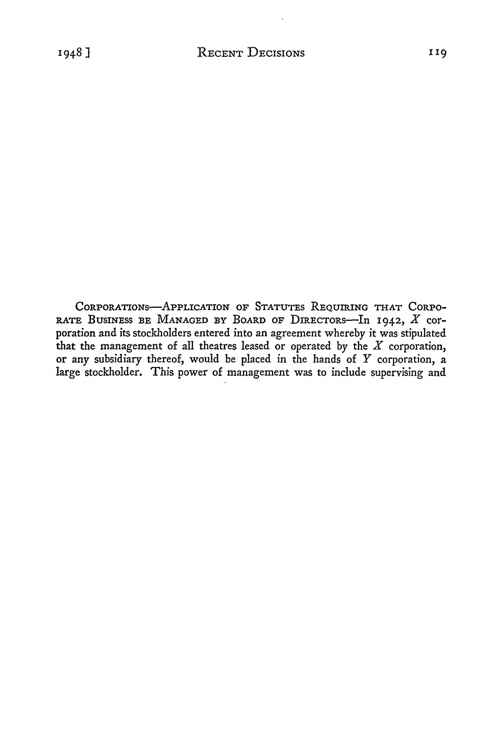CORPORATIONS—APPLICATION OF STATUTES REQUIRING THAT CORPORATE BUSINESS BE MANAGED BY BOARD OF DIRECTORS—In 1942, *X* corporation and its stockholders entered into an agreement whereby it was stipulated that the management of all theatres leased or operated by the *X* corporation, or any subsidiary thereof, would be placed in the hands of *Y* corporation, a large stockholder. This power of management was to include supervising and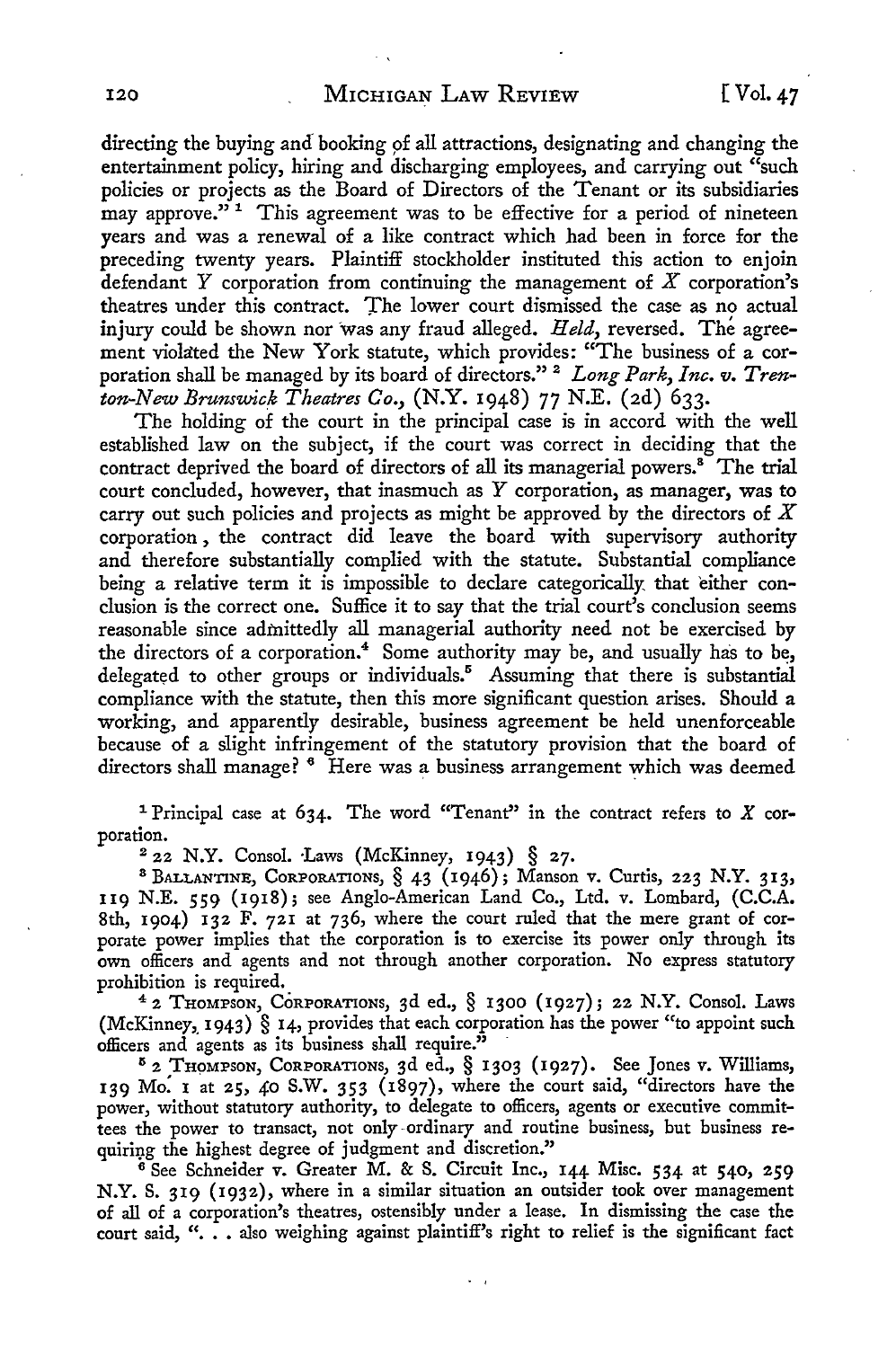directing the buying and booking of all attractions, designating and changing the entertainment policy, hiring and discharging employees, and carrying out "such policies or projects as the Board of Directors of the Tenant or its subsidiaries may approve."[1] This agreement was to be effective for a period of nineteen years and was a renewal of a like contract which had been in force for the preceding twenty years. Plaintiff stockholder instituted this action to enjoin defendant Y corporation from continuing the management of X corporation's theatres under this contract. The lower court dismissed the case as no actual injury could be shown nor was any fraud alleged. *Held*, reversed. The agreement violated the New York statute, which provides: "The business of a corporation shall be managed by its board of directors."[2] *Long Park, Inc. v. Trenton-New Brunswick Theatres Co.*, (N.Y. 1948) 77 N.E. (2d) 633.

The holding of the court in the principal case is in accord with the well established law on the subject, if the court was correct in deciding that the contract deprived the board of directors of all its managerial powers.[3] The trial court concluded, however, that inasmuch as Y corporation, as manager, was to carry out such policies and projects as might be approved by the directors of X corporation, the contract did leave the board with supervisory authority and therefore substantially complied with the statute. Substantial compliance being a relative term it is impossible to declare categorically that either conclusion is the correct one. Suffice it to say that the trial court's conclusion seems reasonable since admittedly all managerial authority need not be exercised by the directors of a corporation.[4] Some authority may be, and usually has to be, delegated to other groups or individuals.[5] Assuming that there is substantial compliance with the statute, then this more significant question arises. Should a working, and apparently desirable, business agreement be held unenforceable because of a slight infringement of the statutory provision that the board of directors shall manage?[6] Here was a business arrangement which was deemed

---

[1] Principal case at 634. The word "Tenant" in the contract refers to X corporation.

[2] 22 N.Y. Consol. Laws (McKinney, 1943) § 27.

[3] BALLANTINE, CORPORATIONS, § 43 (1946); Manson v. Curtis, 223 N.Y. 313, 119 N.E. 559 (1918); see Anglo-American Land Co., Ltd. v. Lombard, (C.C.A. 8th, 1904) 132 F. 721 at 736, where the court ruled that the mere grant of corporate power implies that the corporation is to exercise its power only through its own officers and agents and not through another corporation. No express statutory prohibition is required.

[4] 2 THOMPSON, CORPORATIONS, 3d ed., § 1300 (1927); 22 N.Y. Consol. Laws (McKinney, 1943) § 14, provides that each corporation has the power "to appoint such officers and agents as its business shall require."

[5] 2 THOMPSON, CORPORATIONS, 3d ed., § 1303 (1927). See Jones v. Williams, 139 Mo. 1 at 25, 40 S.W. 353 (1897), where the court said, "directors have the power, without statutory authority, to delegate to officers, agents or executive committees the power to transact, not only ordinary and routine business, but business requiring the highest degree of judgment and discretion."

[6] See Schneider v. Greater M. & S. Circuit Inc., 144 Misc. 534 at 540, 259 N.Y. S. 319 (1932), where in a similar situation an outsider took over management of all of a corporation's theatres, ostensibly under a lease. In dismissing the case the court said, ". . . also weighing against plaintiff's right to relief is the significant fact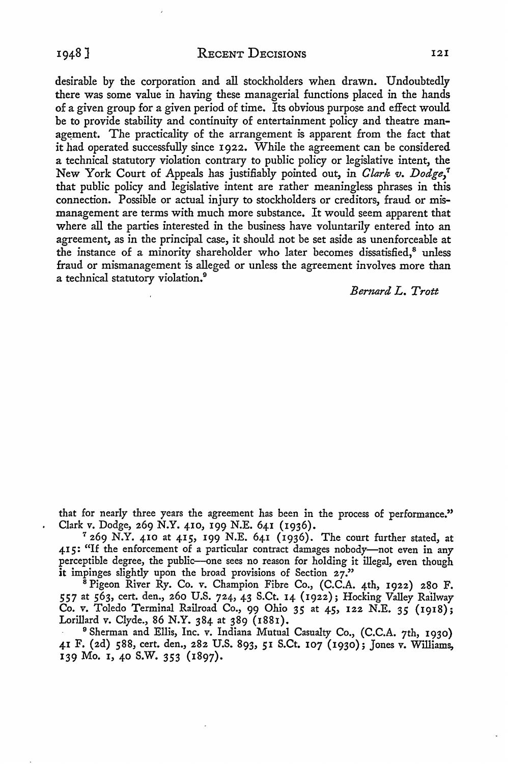desirable by the corporation and all stockholders when drawn. Undoubtedly there was some value in having these managerial functions placed in the hands of a given group for a given period of time. Its obvious purpose and effect would be to provide stability and continuity of entertainment policy and theatre management. The practicality of the arrangement is apparent from the fact that it had operated successfully since 1922. While the agreement can be considered a technical statutory violation contrary to public policy or legislative intent, the New York Court of Appeals has justifiably pointed out, in *Clark v. Dodge*,[7] that public policy and legislative intent are rather meaningless phrases in this connection. Possible or actual injury to stockholders or creditors, fraud or mismanagement are terms with much more substance. It would seem apparent that where all the parties interested in the business have voluntarily entered into an agreement, as in the principal case, it should not be set aside as unenforceable at the instance of a minority shareholder who later becomes dissatisfied,[8] unless fraud or mismanagement is alleged or unless the agreement involves more than a technical statutory violation.[9]

*Bernard L. Trott*

---

that for nearly three years the agreement has been in the process of performance." Clark v. Dodge, 269 N.Y. 410, 199 N.E. 641 (1936).

[7] 269 N.Y. 410 at 415, 199 N.E. 641 (1936). The court further stated, at 415: "If the enforcement of a particular contract damages nobody—not even in any perceptible degree, the public—one sees no reason for holding it illegal, even though it impinges slightly upon the broad provisions of Section 27."

[8] Pigeon River Ry. Co. v. Champion Fibre Co., (C.C.A. 4th, 1922) 280 F. 557 at 563, cert. den., 260 U.S. 724, 43 S.Ct. 14 (1922); Hocking Valley Railway Co. v. Toledo Terminal Railroad Co., 99 Ohio 35 at 45, 122 N.E. 35 (1918); Lorillard v. Clyde., 86 N.Y. 384 at 389 (1881).

[9] Sherman and Ellis, Inc. v. Indiana Mutual Casualty Co., (C.C.A. 7th, 1930) 41 F. (2d) 588, cert. den., 282 U.S. 893, 51 S.Ct. 107 (1930); Jones v. Williams, 139 Mo. 1, 40 S.W. 353 (1897).